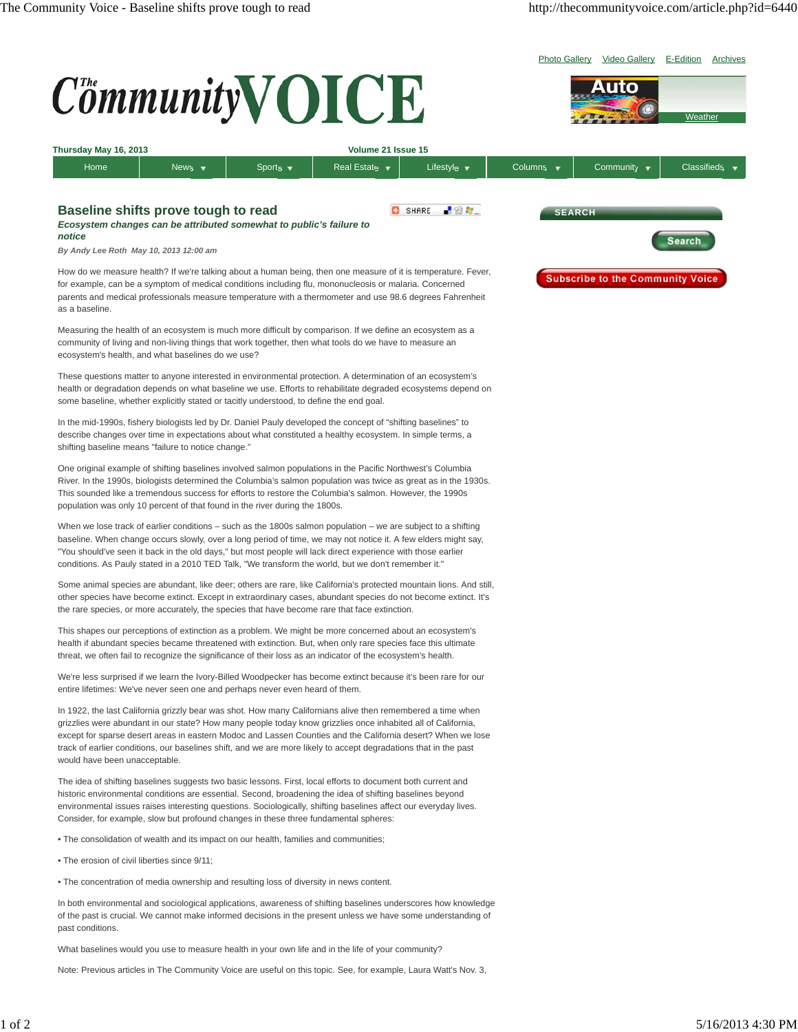# Baseline shifts prove tough to read

***Ecosystem changes can be attributed somewhat to public's failure to notice***

*By Andy Lee Roth May 10, 2013 12:00 am*

How do we measure health? If we're talking about a human being, then one measure of it is temperature. Fever, for example, can be a symptom of medical conditions including flu, mononucleosis or malaria. Concerned parents and medical professionals measure temperature with a thermometer and use 98.6 degrees Fahrenheit as a baseline.

Measuring the health of an ecosystem is much more difficult by comparison. If we define an ecosystem as a community of living and non-living things that work together, then what tools do we have to measure an ecosystem's health, and what baselines do we use?

These questions matter to anyone interested in environmental protection. A determination of an ecosystem's health or degradation depends on what baseline we use. Efforts to rehabilitate degraded ecosystems depend on some baseline, whether explicitly stated or tacitly understood, to define the end goal.

In the mid-1990s, fishery biologists led by Dr. Daniel Pauly developed the concept of "shifting baselines" to describe changes over time in expectations about what constituted a healthy ecosystem. In simple terms, a shifting baseline means "failure to notice change."

One original example of shifting baselines involved salmon populations in the Pacific Northwest's Columbia River. In the 1990s, biologists determined the Columbia's salmon population was twice as great as in the 1930s. This sounded like a tremendous success for efforts to restore the Columbia's salmon. However, the 1990s population was only 10 percent of that found in the river during the 1800s.

When we lose track of earlier conditions – such as the 1800s salmon population – we are subject to a shifting baseline. When change occurs slowly, over a long period of time, we may not notice it. A few elders might say, "You should've seen it back in the old days," but most people will lack direct experience with those earlier conditions. As Pauly stated in a 2010 TED Talk, "We transform the world, but we don't remember it."

Some animal species are abundant, like deer; others are rare, like California's protected mountain lions. And still, other species have become extinct. Except in extraordinary cases, abundant species do not become extinct. It's the rare species, or more accurately, the species that have become rare that face extinction.

This shapes our perceptions of extinction as a problem. We might be more concerned about an ecosystem's health if abundant species became threatened with extinction. But, when only rare species face this ultimate threat, we often fail to recognize the significance of their loss as an indicator of the ecosystem's health.

We're less surprised if we learn the Ivory-Billed Woodpecker has become extinct because it's been rare for our entire lifetimes: We've never seen one and perhaps never even heard of them.

In 1922, the last California grizzly bear was shot. How many Californians alive then remembered a time when grizzlies were abundant in our state? How many people today know grizzlies once inhabited all of California, except for sparse desert areas in eastern Modoc and Lassen Counties and the California desert? When we lose track of earlier conditions, our baselines shift, and we are more likely to accept degradations that in the past would have been unacceptable.

The idea of shifting baselines suggests two basic lessons. First, local efforts to document both current and historic environmental conditions are essential. Second, broadening the idea of shifting baselines beyond environmental issues raises interesting questions. Sociologically, shifting baselines affect our everyday lives. Consider, for example, slow but profound changes in these three fundamental spheres:

- The consolidation of wealth and its impact on our health, families and communities;
- The erosion of civil liberties since 9/11;
- The concentration of media ownership and resulting loss of diversity in news content.

In both environmental and sociological applications, awareness of shifting baselines underscores how knowledge of the past is crucial. We cannot make informed decisions in the present unless we have some understanding of past conditions.

What baselines would you use to measure health in your own life and in the life of your community?

Note: Previous articles in The Community Voice are useful on this topic. See, for example, Laura Watt's Nov. 3,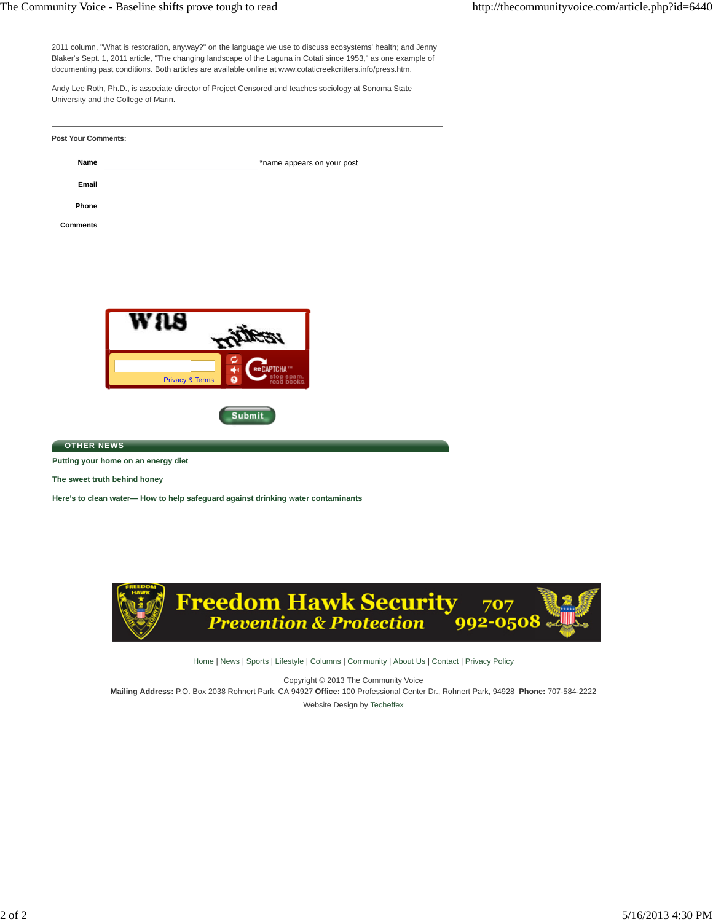2011 column, "What is restoration, anyway?" on the language we use to discuss ecosystems' health; and Jenny Blaker's Sept. 1, 2011 article, "The changing landscape of the Laguna in Cotati since 1953," as one example of documenting past conditions. Both articles are available online at www.cotaticreekcritters.info/press.htm.

Andy Lee Roth, Ph.D., is associate director of Project Censored and teaches sociology at Sonoma State University and the College of Marin.

---

**Post Your Comments:**

**Name** *name appears on your post

**Email**

**Phone**

**Comments**

Privacy & Terms

Submit

## OTHER NEWS

**Putting your home on an energy diet**

**The sweet truth behind honey**

**Here's to clean water— How to help safeguard against drinking water contaminants**

Freedom Hawk Security Prevention & Protection 707 992-0508

Home | News | Sports | Lifestyle | Columns | Community | About Us | Contact | Privacy Policy

Copyright © 2013 The Community Voice

**Mailing Address:** P.O. Box 2038 Rohnert Park, CA 94927 **Office:** 100 Professional Center Dr., Rohnert Park, 94928 **Phone:** 707-584-2222

Website Design by Techeffex